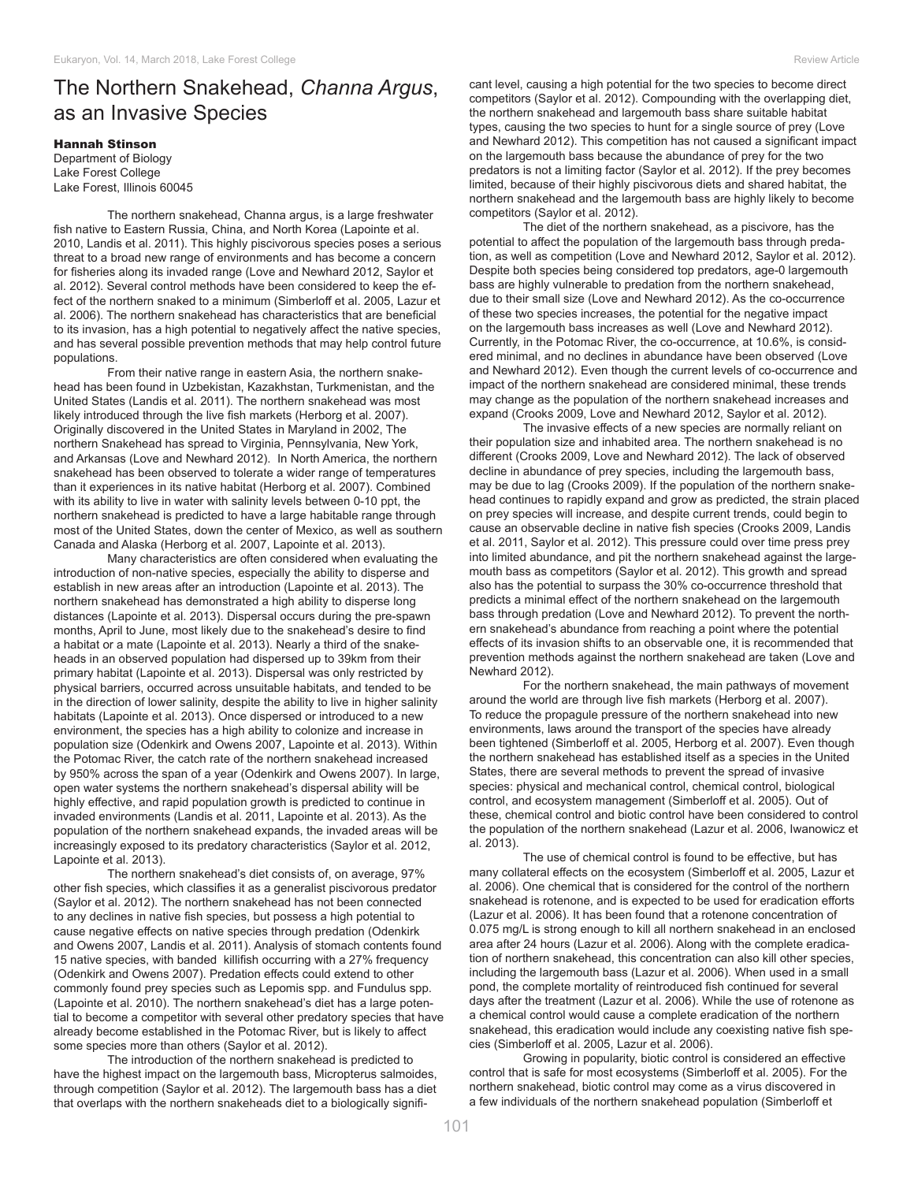# The Northern Snakehead, *Channa Argus*, as an Invasive Species

**Hannah Stinson**
Department of Biology
Lake Forest College
Lake Forest, Illinois 60045

The northern snakehead, Channa argus, is a large freshwater fish native to Eastern Russia, China, and North Korea (Lapointe et al. 2010, Landis et al. 2011). This highly piscivorous species poses a serious threat to a broad new range of environments and has become a concern for fisheries along its invaded range (Love and Newhard 2012, Saylor et al. 2012). Several control methods have been considered to keep the effect of the northern snaked to a minimum (Simberloff et al. 2005, Lazur et al. 2006). The northern snakehead has characteristics that are beneficial to its invasion, has a high potential to negatively affect the native species, and has several possible prevention methods that may help control future populations.

From their native range in eastern Asia, the northern snakehead has been found in Uzbekistan, Kazakhstan, Turkmenistan, and the United States (Landis et al. 2011). The northern snakehead was most likely introduced through the live fish markets (Herborg et al. 2007). Originally discovered in the United States in Maryland in 2002, The northern Snakehead has spread to Virginia, Pennsylvania, New York, and Arkansas (Love and Newhard 2012). In North America, the northern snakehead has been observed to tolerate a wider range of temperatures than it experiences in its native habitat (Herborg et al. 2007). Combined with its ability to live in water with salinity levels between 0-10 ppt, the northern snakehead is predicted to have a large habitable range through most of the United States, down the center of Mexico, as well as southern Canada and Alaska (Herborg et al. 2007, Lapointe et al. 2013).

Many characteristics are often considered when evaluating the introduction of non-native species, especially the ability to disperse and establish in new areas after an introduction (Lapointe et al. 2013). The northern snakehead has demonstrated a high ability to disperse long distances (Lapointe et al. 2013). Dispersal occurs during the pre-spawn months, April to June, most likely due to the snakehead's desire to find a habitat or a mate (Lapointe et al. 2013). Nearly a third of the snakeheads in an observed population had dispersed up to 39km from their primary habitat (Lapointe et al. 2013). Dispersal was only restricted by physical barriers, occurred across unsuitable habitats, and tended to be in the direction of lower salinity, despite the ability to live in higher salinity habitats (Lapointe et al. 2013). Once dispersed or introduced to a new environment, the species has a high ability to colonize and increase in population size (Odenkirk and Owens 2007, Lapointe et al. 2013). Within the Potomac River, the catch rate of the northern snakehead increased by 950% across the span of a year (Odenkirk and Owens 2007). In large, open water systems the northern snakehead's dispersal ability will be highly effective, and rapid population growth is predicted to continue in invaded environments (Landis et al. 2011, Lapointe et al. 2013). As the population of the northern snakehead expands, the invaded areas will be increasingly exposed to its predatory characteristics (Saylor et al. 2012, Lapointe et al. 2013).

The northern snakehead's diet consists of, on average, 97% other fish species, which classifies it as a generalist piscivorous predator (Saylor et al. 2012). The northern snakehead has not been connected to any declines in native fish species, but possess a high potential to cause negative effects on native species through predation (Odenkirk and Owens 2007, Landis et al. 2011). Analysis of stomach contents found 15 native species, with banded killifish occurring with a 27% frequency (Odenkirk and Owens 2007). Predation effects could extend to other commonly found prey species such as Lepomis spp. and Fundulus spp. (Lapointe et al. 2010). The northern snakehead's diet has a large potential to become a competitor with several other predatory species that have already become established in the Potomac River, but is likely to affect some species more than others (Saylor et al. 2012).

The introduction of the northern snakehead is predicted to have the highest impact on the largemouth bass, Micropterus salmoides, through competition (Saylor et al. 2012). The largemouth bass has a diet that overlaps with the northern snakeheads diet to a biologically significant level, causing a high potential for the two species to become direct competitors (Saylor et al. 2012). Compounding with the overlapping diet, the northern snakehead and largemouth bass share suitable habitat types, causing the two species to hunt for a single source of prey (Love and Newhard 2012). This competition has not caused a significant impact on the largemouth bass because the abundance of prey for the two predators is not a limiting factor (Saylor et al. 2012). If the prey becomes limited, because of their highly piscivorous diets and shared habitat, the northern snakehead and the largemouth bass are highly likely to become competitors (Saylor et al. 2012).

The diet of the northern snakehead, as a piscivore, has the potential to affect the population of the largemouth bass through predation, as well as competition (Love and Newhard 2012, Saylor et al. 2012). Despite both species being considered top predators, age-0 largemouth bass are highly vulnerable to predation from the northern snakehead, due to their small size (Love and Newhard 2012). As the co-occurrence of these two species increases, the potential for the negative impact on the largemouth bass increases as well (Love and Newhard 2012). Currently, in the Potomac River, the co-occurrence, at 10.6%, is considered minimal, and no declines in abundance have been observed (Love and Newhard 2012). Even though the current levels of co-occurrence and impact of the northern snakehead are considered minimal, these trends may change as the population of the northern snakehead increases and expand (Crooks 2009, Love and Newhard 2012, Saylor et al. 2012).

The invasive effects of a new species are normally reliant on their population size and inhabited area. The northern snakehead is no different (Crooks 2009, Love and Newhard 2012). The lack of observed decline in abundance of prey species, including the largemouth bass, may be due to lag (Crooks 2009). If the population of the northern snakehead continues to rapidly expand and grow as predicted, the strain placed on prey species will increase, and despite current trends, could begin to cause an observable decline in native fish species (Crooks 2009, Landis et al. 2011, Saylor et al. 2012). This pressure could over time press prey into limited abundance, and pit the northern snakehead against the largemouth bass as competitors (Saylor et al. 2012). This growth and spread also has the potential to surpass the 30% co-occurrence threshold that predicts a minimal effect of the northern snakehead on the largemouth bass through predation (Love and Newhard 2012). To prevent the northern snakehead's abundance from reaching a point where the potential effects of its invasion shifts to an observable one, it is recommended that prevention methods against the northern snakehead are taken (Love and Newhard 2012).

For the northern snakehead, the main pathways of movement around the world are through live fish markets (Herborg et al. 2007). To reduce the propagule pressure of the northern snakehead into new environments, laws around the transport of the species have already been tightened (Simberloff et al. 2005, Herborg et al. 2007). Even though the northern snakehead has established itself as a species in the United States, there are several methods to prevent the spread of invasive species: physical and mechanical control, chemical control, biological control, and ecosystem management (Simberloff et al. 2005). Out of these, chemical control and biotic control have been considered to control the population of the northern snakehead (Lazur et al. 2006, Iwanowicz et al. 2013).

The use of chemical control is found to be effective, but has many collateral effects on the ecosystem (Simberloff et al. 2005, Lazur et al. 2006). One chemical that is considered for the control of the northern snakehead is rotenone, and is expected to be used for eradication efforts (Lazur et al. 2006). It has been found that a rotenone concentration of 0.075 mg/L is strong enough to kill all northern snakehead in an enclosed area after 24 hours (Lazur et al. 2006). Along with the complete eradication of northern snakehead, this concentration can also kill other species, including the largemouth bass (Lazur et al. 2006). When used in a small pond, the complete mortality of reintroduced fish continued for several days after the treatment (Lazur et al. 2006). While the use of rotenone as a chemical control would cause a complete eradication of the northern snakehead, this eradication would include any coexisting native fish species (Simberloff et al. 2005, Lazur et al. 2006).

Growing in popularity, biotic control is considered an effective control that is safe for most ecosystems (Simberloff et al. 2005). For the northern snakehead, biotic control may come as a virus discovered in a few individuals of the northern snakehead population (Simberloff et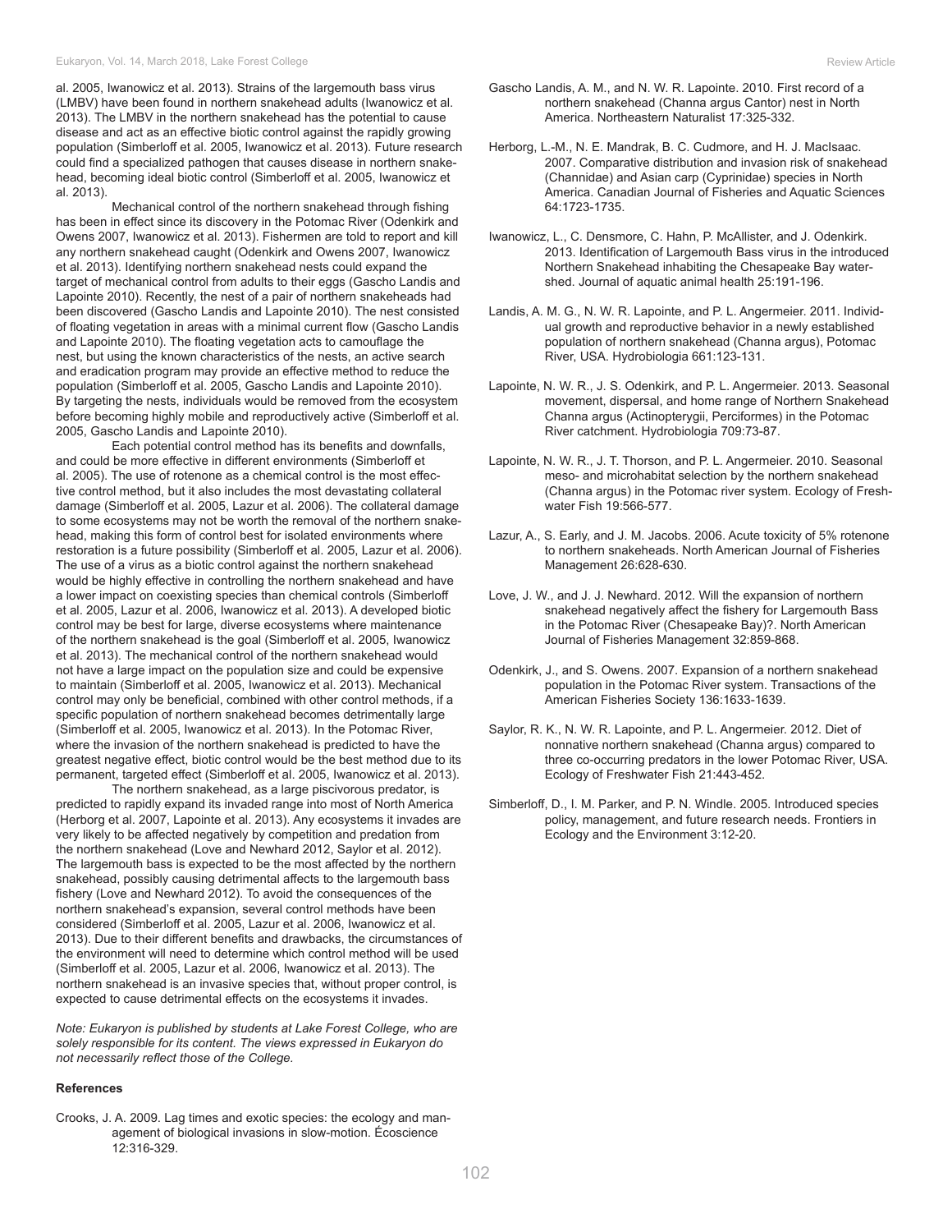al. 2005, Iwanowicz et al. 2013). Strains of the largemouth bass virus (LMBV) have been found in northern snakehead adults (Iwanowicz et al. 2013). The LMBV in the northern snakehead has the potential to cause disease and act as an effective biotic control against the rapidly growing population (Simberloff et al. 2005, Iwanowicz et al. 2013). Future research could find a specialized pathogen that causes disease in northern snakehead, becoming ideal biotic control (Simberloff et al. 2005, Iwanowicz et al. 2013).

Mechanical control of the northern snakehead through fishing has been in effect since its discovery in the Potomac River (Odenkirk and Owens 2007, Iwanowicz et al. 2013). Fishermen are told to report and kill any northern snakehead caught (Odenkirk and Owens 2007, Iwanowicz et al. 2013). Identifying northern snakehead nests could expand the target of mechanical control from adults to their eggs (Gascho Landis and Lapointe 2010). Recently, the nest of a pair of northern snakeheads had been discovered (Gascho Landis and Lapointe 2010). The nest consisted of floating vegetation in areas with a minimal current flow (Gascho Landis and Lapointe 2010). The floating vegetation acts to camouflage the nest, but using the known characteristics of the nests, an active search and eradication program may provide an effective method to reduce the population (Simberloff et al. 2005, Gascho Landis and Lapointe 2010). By targeting the nests, individuals would be removed from the ecosystem before becoming highly mobile and reproductively active (Simberloff et al. 2005, Gascho Landis and Lapointe 2010).

Each potential control method has its benefits and downfalls, and could be more effective in different environments (Simberloff et al. 2005). The use of rotenone as a chemical control is the most effective control method, but it also includes the most devastating collateral damage (Simberloff et al. 2005, Lazur et al. 2006). The collateral damage to some ecosystems may not be worth the removal of the northern snakehead, making this form of control best for isolated environments where restoration is a future possibility (Simberloff et al. 2005, Lazur et al. 2006). The use of a virus as a biotic control against the northern snakehead would be highly effective in controlling the northern snakehead and have a lower impact on coexisting species than chemical controls (Simberloff et al. 2005, Lazur et al. 2006, Iwanowicz et al. 2013). A developed biotic control may be best for large, diverse ecosystems where maintenance of the northern snakehead is the goal (Simberloff et al. 2005, Iwanowicz et al. 2013). The mechanical control of the northern snakehead would not have a large impact on the population size and could be expensive to maintain (Simberloff et al. 2005, Iwanowicz et al. 2013). Mechanical control may only be beneficial, combined with other control methods, if a specific population of northern snakehead becomes detrimentally large (Simberloff et al. 2005, Iwanowicz et al. 2013). In the Potomac River, where the invasion of the northern snakehead is predicted to have the greatest negative effect, biotic control would be the best method due to its permanent, targeted effect (Simberloff et al. 2005, Iwanowicz et al. 2013).

The northern snakehead, as a large piscivorous predator, is predicted to rapidly expand its invaded range into most of North America (Herborg et al. 2007, Lapointe et al. 2013). Any ecosystems it invades are very likely to be affected negatively by competition and predation from the northern snakehead (Love and Newhard 2012, Saylor et al. 2012). The largemouth bass is expected to be the most affected by the northern snakehead, possibly causing detrimental affects to the largemouth bass fishery (Love and Newhard 2012). To avoid the consequences of the northern snakehead's expansion, several control methods have been considered (Simberloff et al. 2005, Lazur et al. 2006, Iwanowicz et al. 2013). Due to their different benefits and drawbacks, the circumstances of the environment will need to determine which control method will be used (Simberloff et al. 2005, Lazur et al. 2006, Iwanowicz et al. 2013). The northern snakehead is an invasive species that, without proper control, is expected to cause detrimental effects on the ecosystems it invades.

*Note: Eukaryon is published by students at Lake Forest College, who are solely responsible for its content. The views expressed in Eukaryon do not necessarily reflect those of the College.*

**References**

Crooks, J. A. 2009. Lag times and exotic species: the ecology and management of biological invasions in slow-motion. Écoscience 12:316-329.

Gascho Landis, A. M., and N. W. R. Lapointe. 2010. First record of a northern snakehead (Channa argus Cantor) nest in North America. Northeastern Naturalist 17:325-332.

Herborg, L.-M., N. E. Mandrak, B. C. Cudmore, and H. J. MacIsaac. 2007. Comparative distribution and invasion risk of snakehead (Channidae) and Asian carp (Cyprinidae) species in North America. Canadian Journal of Fisheries and Aquatic Sciences 64:1723-1735.

Iwanowicz, L., C. Densmore, C. Hahn, P. McAllister, and J. Odenkirk. 2013. Identification of Largemouth Bass virus in the introduced Northern Snakehead inhabiting the Chesapeake Bay watershed. Journal of aquatic animal health 25:191-196.

Landis, A. M. G., N. W. R. Lapointe, and P. L. Angermeier. 2011. Individual growth and reproductive behavior in a newly established population of northern snakehead (Channa argus), Potomac River, USA. Hydrobiologia 661:123-131.

Lapointe, N. W. R., J. S. Odenkirk, and P. L. Angermeier. 2013. Seasonal movement, dispersal, and home range of Northern Snakehead Channa argus (Actinopterygii, Perciformes) in the Potomac River catchment. Hydrobiologia 709:73-87.

Lapointe, N. W. R., J. T. Thorson, and P. L. Angermeier. 2010. Seasonal meso- and microhabitat selection by the northern snakehead (Channa argus) in the Potomac river system. Ecology of Freshwater Fish 19:566-577.

Lazur, A., S. Early, and J. M. Jacobs. 2006. Acute toxicity of 5% rotenone to northern snakeheads. North American Journal of Fisheries Management 26:628-630.

Love, J. W., and J. J. Newhard. 2012. Will the expansion of northern snakehead negatively affect the fishery for Largemouth Bass in the Potomac River (Chesapeake Bay)?. North American Journal of Fisheries Management 32:859-868.

Odenkirk, J., and S. Owens. 2007. Expansion of a northern snakehead population in the Potomac River system. Transactions of the American Fisheries Society 136:1633-1639.

Saylor, R. K., N. W. R. Lapointe, and P. L. Angermeier. 2012. Diet of nonnative northern snakehead (Channa argus) compared to three co-occurring predators in the lower Potomac River, USA. Ecology of Freshwater Fish 21:443-452.

Simberloff, D., I. M. Parker, and P. N. Windle. 2005. Introduced species policy, management, and future research needs. Frontiers in Ecology and the Environment 3:12-20.